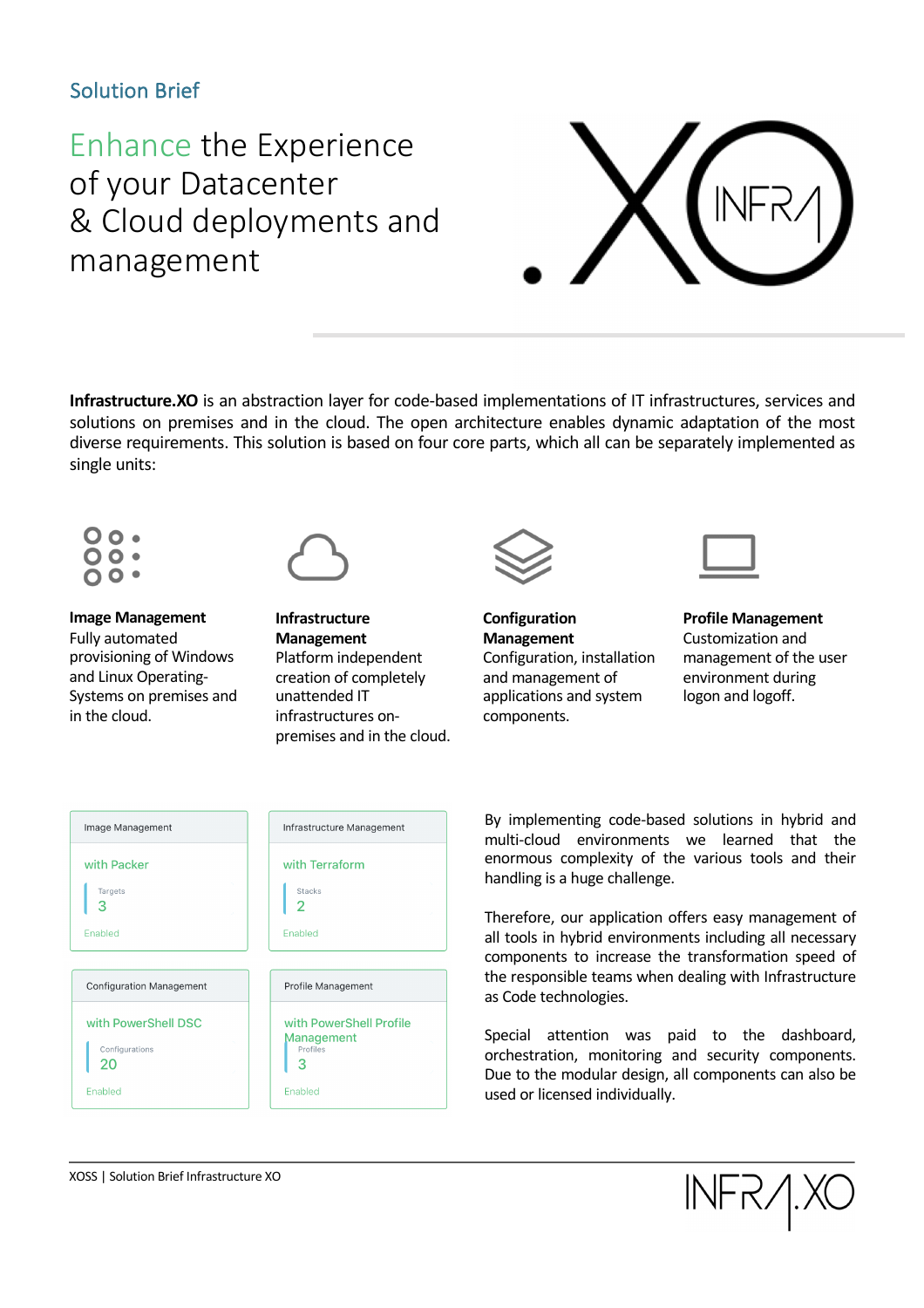Solution Brief

# Enhance the Experience of your Datacenter & Cloud deployments and management

**Infrastructure.XO** is an abstraction layer for code-based implementations of IT infrastructures, services and solutions on premises and in the cloud. The open architecture enables dynamic adaptation of the most diverse requirements. This solution is based on four core parts, which all can be separately implemented as single units:

**Image Management**
Fully automated provisioning of Windows and Linux Operating-Systems on premises and in the cloud.

**Infrastructure Management**
Platform independent creation of completely unattended IT infrastructures on-premises and in the cloud.

**Configuration Management**
Configuration, installation and management of applications and system components.

**Profile Management**
Customization and management of the user environment during logon and logoff.

Image Management
with Packer
Targets
3
Enabled

Infrastructure Management
with Terraform
Stacks
2
Enabled

Configuration Management
with PowerShell DSC
Configurations
20
Enabled

Profile Management
with PowerShell Profile Management
Profiles
3
Enabled

By implementing code-based solutions in hybrid and multi-cloud environments we learned that the enormous complexity of the various tools and their handling is a huge challenge.

Therefore, our application offers easy management of all tools in hybrid environments including all necessary components to increase the transformation speed of the responsible teams when dealing with Infrastructure as Code technologies.

Special attention was paid to the dashboard, orchestration, monitoring and security components. Due to the modular design, all components can also be used or licensed individually.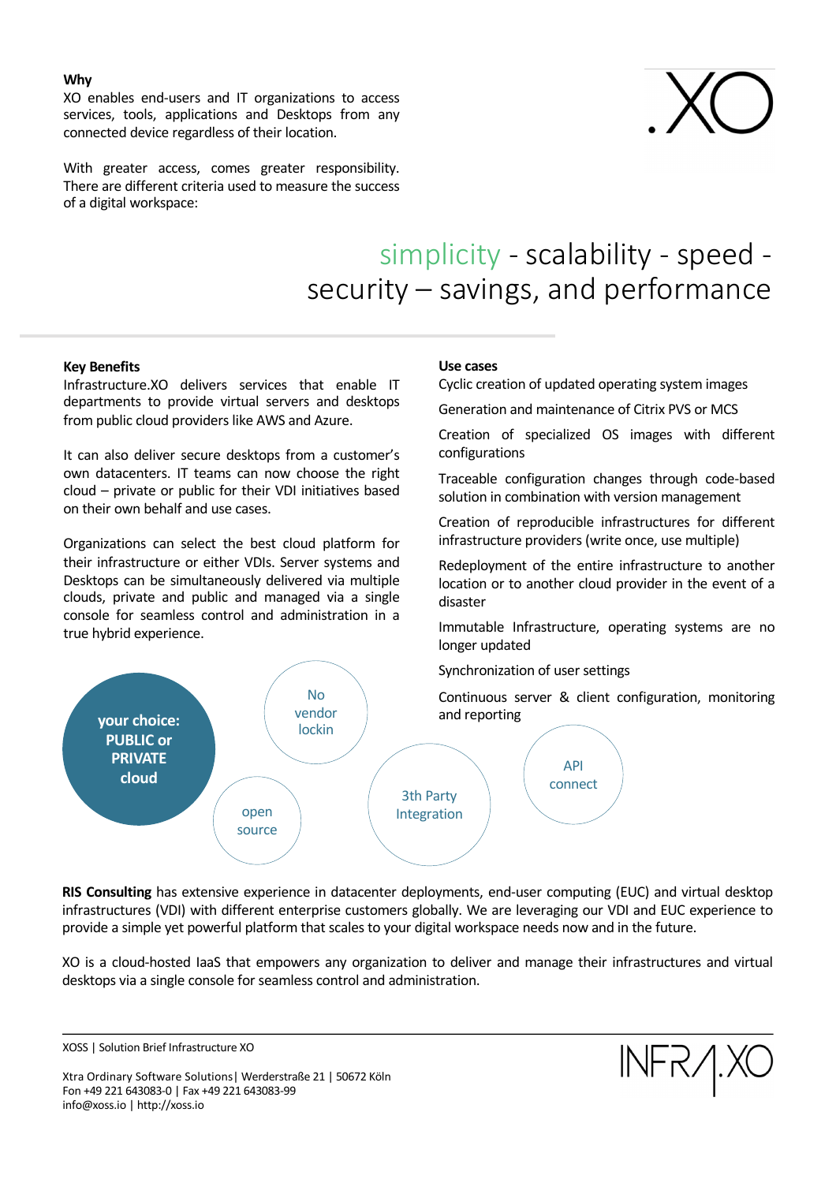**Why**

XO enables end-users and IT organizations to access services, tools, applications and Desktops from any connected device regardless of their location.

With greater access, comes greater responsibility. There are different criteria used to measure the success of a digital workspace:

## simplicity - scalability - speed - security – savings, and performance

**Key Benefits**

Infrastructure.XO delivers services that enable IT departments to provide virtual servers and desktops from public cloud providers like AWS and Azure.

It can also deliver secure desktops from a customer's own datacenters. IT teams can now choose the right cloud – private or public for their VDI initiatives based on their own behalf and use cases.

Organizations can select the best cloud platform for their infrastructure or either VDIs. Server systems and Desktops can be simultaneously delivered via multiple clouds, private and public and managed via a single console for seamless control and administration in a true hybrid experience.

**your choice: PUBLIC or PRIVATE cloud**

No vendor lockin

open source

3th Party Integration

API connect

**Use cases**

Cyclic creation of updated operating system images

Generation and maintenance of Citrix PVS or MCS

Creation of specialized OS images with different configurations

Traceable configuration changes through code-based solution in combination with version management

Creation of reproducible infrastructures for different infrastructure providers (write once, use multiple)

Redeployment of the entire infrastructure to another location or to another cloud provider in the event of a disaster

Immutable Infrastructure, operating systems are no longer updated

Synchronization of user settings

Continuous server & client configuration, monitoring and reporting

**RIS Consulting** has extensive experience in datacenter deployments, end-user computing (EUC) and virtual desktop infrastructures (VDI) with different enterprise customers globally. We are leveraging our VDI and EUC experience to provide a simple yet powerful platform that scales to your digital workspace needs now and in the future.

XO is a cloud-hosted IaaS that empowers any organization to deliver and manage their infrastructures and virtual desktops via a single console for seamless control and administration.

XOSS | Solution Brief Infrastructure XO

Xtra Ordinary Software Solutions| Werderstraße 21 | 50672 Köln
Fon +49 221 643083-0 | Fax +49 221 643083-99
info@xoss.io | http://xoss.io